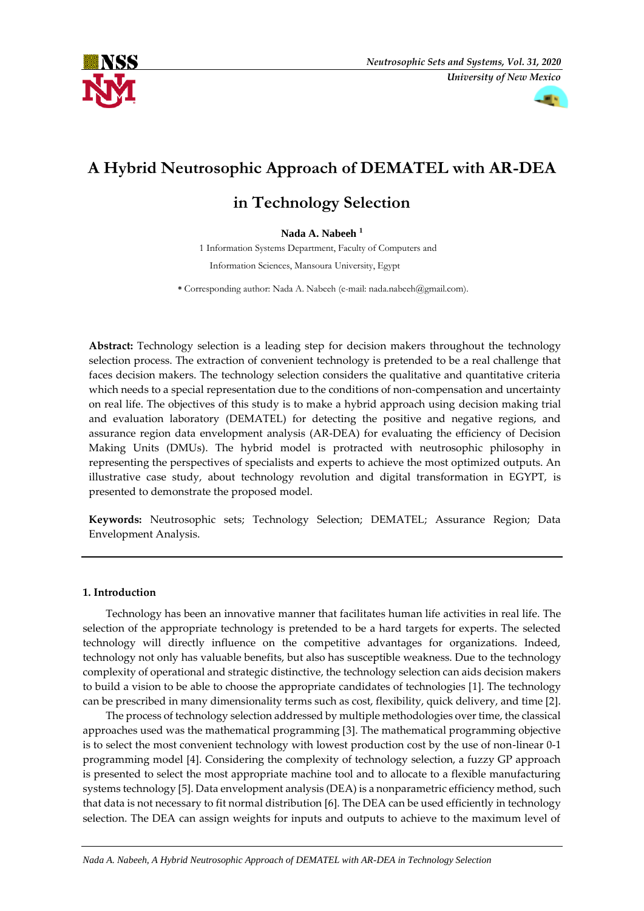# A Hybrid Neutrosophic Approach of DEMATEL with AR-DEA in Technology Selection

**Nada A. Nabeeh [1]**

1 Information Systems Department, Faculty of Computers and Information Sciences, Mansoura University, Egypt

\* Corresponding author: Nada A. Nabeeh (e-mail: nada.nabeeh@gmail.com).

**Abstract:** Technology selection is a leading step for decision makers throughout the technology selection process. The extraction of convenient technology is pretended to be a real challenge that faces decision makers. The technology selection considers the qualitative and quantitative criteria which needs to a special representation due to the conditions of non-compensation and uncertainty on real life. The objectives of this study is to make a hybrid approach using decision making trial and evaluation laboratory (DEMATEL) for detecting the positive and negative regions, and assurance region data envelopment analysis (AR-DEA) for evaluating the efficiency of Decision Making Units (DMUs). The hybrid model is protracted with neutrosophic philosophy in representing the perspectives of specialists and experts to achieve the most optimized outputs. An illustrative case study, about technology revolution and digital transformation in EGYPT, is presented to demonstrate the proposed model.

**Keywords:** Neutrosophic sets; Technology Selection; DEMATEL; Assurance Region; Data Envelopment Analysis.

## 1. Introduction

Technology has been an innovative manner that facilitates human life activities in real life. The selection of the appropriate technology is pretended to be a hard targets for experts. The selected technology will directly influence on the competitive advantages for organizations. Indeed, technology not only has valuable benefits, but also has susceptible weakness. Due to the technology complexity of operational and strategic distinctive, the technology selection can aids decision makers to build a vision to be able to choose the appropriate candidates of technologies [1]. The technology can be prescribed in many dimensionality terms such as cost, flexibility, quick delivery, and time [2].

The process of technology selection addressed by multiple methodologies over time, the classical approaches used was the mathematical programming [3]. The mathematical programming objective is to select the most convenient technology with lowest production cost by the use of non-linear 0-1 programming model [4]. Considering the complexity of technology selection, a fuzzy GP approach is presented to select the most appropriate machine tool and to allocate to a flexible manufacturing systems technology [5]. Data envelopment analysis (DEA) is a nonparametric efficiency method, such that data is not necessary to fit normal distribution [6]. The DEA can be used efficiently in technology selection. The DEA can assign weights for inputs and outputs to achieve to the maximum level of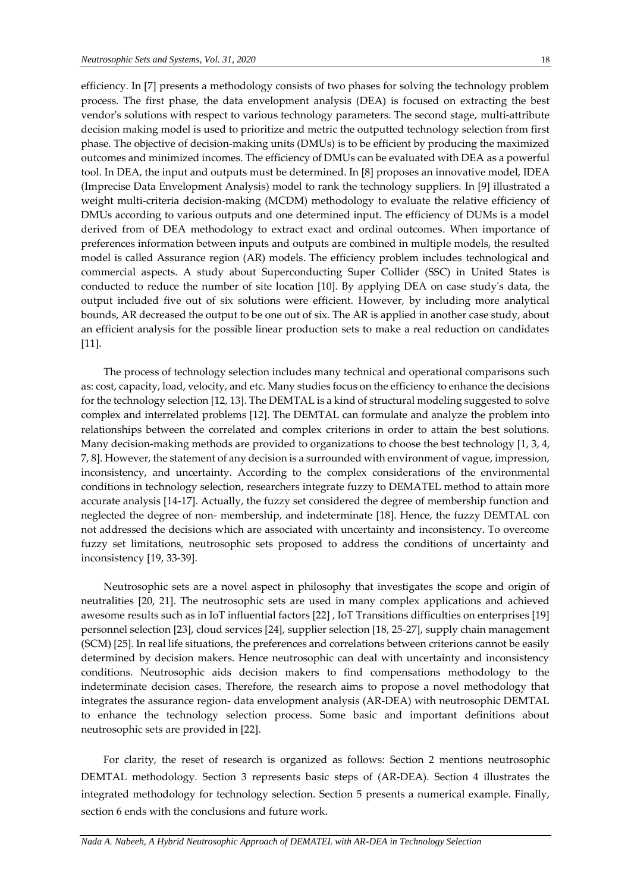efficiency. In [7] presents a methodology consists of two phases for solving the technology problem process. The first phase, the data envelopment analysis (DEA) is focused on extracting the best vendor's solutions with respect to various technology parameters. The second stage, multi-attribute decision making model is used to prioritize and metric the outputted technology selection from first phase. The objective of decision-making units (DMUs) is to be efficient by producing the maximized outcomes and minimized incomes. The efficiency of DMUs can be evaluated with DEA as a powerful tool. In DEA, the input and outputs must be determined. In [8] proposes an innovative model, IDEA (Imprecise Data Envelopment Analysis) model to rank the technology suppliers. In [9] illustrated a weight multi-criteria decision-making (MCDM) methodology to evaluate the relative efficiency of DMUs according to various outputs and one determined input. The efficiency of DUMs is a model derived from of DEA methodology to extract exact and ordinal outcomes. When importance of preferences information between inputs and outputs are combined in multiple models, the resulted model is called Assurance region (AR) models. The efficiency problem includes technological and commercial aspects. A study about Superconducting Super Collider (SSC) in United States is conducted to reduce the number of site location [10]. By applying DEA on case study's data, the output included five out of six solutions were efficient. However, by including more analytical bounds, AR decreased the output to be one out of six. The AR is applied in another case study, about an efficient analysis for the possible linear production sets to make a real reduction on candidates [11].

The process of technology selection includes many technical and operational comparisons such as: cost, capacity, load, velocity, and etc. Many studies focus on the efficiency to enhance the decisions for the technology selection [12, 13]. The DEMTAL is a kind of structural modeling suggested to solve complex and interrelated problems [12]. The DEMTAL can formulate and analyze the problem into relationships between the correlated and complex criterions in order to attain the best solutions. Many decision-making methods are provided to organizations to choose the best technology [1, 3, 4, 7, 8]. However, the statement of any decision is a surrounded with environment of vague, impression, inconsistency, and uncertainty. According to the complex considerations of the environmental conditions in technology selection, researchers integrate fuzzy to DEMATEL method to attain more accurate analysis [14-17]. Actually, the fuzzy set considered the degree of membership function and neglected the degree of non- membership, and indeterminate [18]. Hence, the fuzzy DEMTAL con not addressed the decisions which are associated with uncertainty and inconsistency. To overcome fuzzy set limitations, neutrosophic sets proposed to address the conditions of uncertainty and inconsistency [19, 33-39].

Neutrosophic sets are a novel aspect in philosophy that investigates the scope and origin of neutralities [20, 21]. The neutrosophic sets are used in many complex applications and achieved awesome results such as in IoT influential factors [22] , IoT Transitions difficulties on enterprises [19] personnel selection [23], cloud services [24], supplier selection [18, 25-27], supply chain management (SCM) [25]. In real life situations, the preferences and correlations between criterions cannot be easily determined by decision makers. Hence neutrosophic can deal with uncertainty and inconsistency conditions. Neutrosophic aids decision makers to find compensations methodology to the indeterminate decision cases. Therefore, the research aims to propose a novel methodology that integrates the assurance region- data envelopment analysis (AR-DEA) with neutrosophic DEMTAL to enhance the technology selection process. Some basic and important definitions about neutrosophic sets are provided in [22].

For clarity, the reset of research is organized as follows: Section 2 mentions neutrosophic DEMTAL methodology. Section 3 represents basic steps of (AR-DEA). Section 4 illustrates the integrated methodology for technology selection. Section 5 presents a numerical example. Finally, section 6 ends with the conclusions and future work.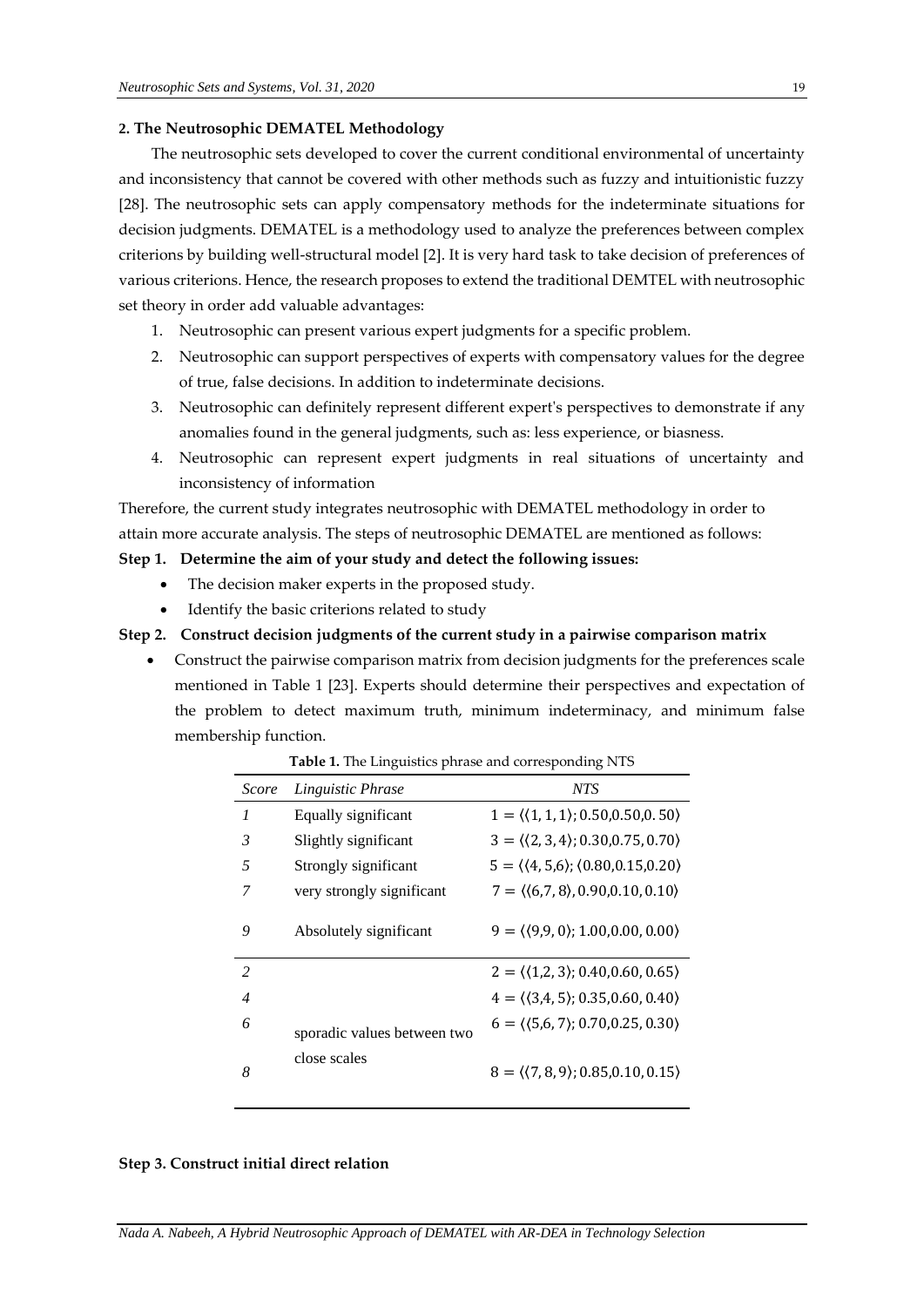## 2. The Neutrosophic DEMATEL Methodology

The neutrosophic sets developed to cover the current conditional environmental of uncertainty and inconsistency that cannot be covered with other methods such as fuzzy and intuitionistic fuzzy [28]. The neutrosophic sets can apply compensatory methods for the indeterminate situations for decision judgments. DEMATEL is a methodology used to analyze the preferences between complex criterions by building well-structural model [2]. It is very hard task to take decision of preferences of various criterions. Hence, the research proposes to extend the traditional DEMTEL with neutrosophic set theory in order add valuable advantages:

1. Neutrosophic can present various expert judgments for a specific problem.
2. Neutrosophic can support perspectives of experts with compensatory values for the degree of true, false decisions. In addition to indeterminate decisions.
3. Neutrosophic can definitely represent different expert's perspectives to demonstrate if any anomalies found in the general judgments, such as: less experience, or biasness.
4. Neutrosophic can represent expert judgments in real situations of uncertainty and inconsistency of information

Therefore, the current study integrates neutrosophic with DEMATEL methodology in order to attain more accurate analysis. The steps of neutrosophic DEMATEL are mentioned as follows:

**Step 1. Determine the aim of your study and detect the following issues:**

- The decision maker experts in the proposed study.
- Identify the basic criterions related to study

**Step 2. Construct decision judgments of the current study in a pairwise comparison matrix**

- Construct the pairwise comparison matrix from decision judgments for the preferences scale mentioned in Table 1 [23]. Experts should determine their perspectives and expectation of the problem to detect maximum truth, minimum indeterminacy, and minimum false membership function.

**Table 1.** The Linguistics phrase and corresponding NTS

| *Score* | *Linguistic Phrase* | *NTS* |
|---|---|---|
| *1* | Equally significant | $1 = \langle\langle 1, 1, 1\rangle; 0.50, 0.50, 0.50\rangle$ |
| *3* | Slightly significant | $3 = \langle\langle 2, 3, 4\rangle; 0.30, 0.75, 0.70\rangle$ |
| *5* | Strongly significant | $5 = \langle\langle 4, 5, 6\rangle; \langle 0.80, 0.15, 0.20\rangle$ |
| *7* | very strongly significant | $7 = \langle\langle 6, 7, 8\rangle, 0.90, 0.10, 0.10\rangle$ |
| *9* | Absolutely significant | $9 = \langle\langle 9, 9, 0\rangle; 1.00, 0.00, 0.00\rangle$ |
| *2* | sporadic values between two close scales | $2 = \langle\langle 1, 2, 3\rangle; 0.40, 0.60, 0.65\rangle$ |
| *4* | | $4 = \langle\langle 3, 4, 5\rangle; 0.35, 0.60, 0.40\rangle$ |
| *6* | | $6 = \langle\langle 5, 6, 7\rangle; 0.70, 0.25, 0.30\rangle$ |
| *8* | | $8 = \langle\langle 7, 8, 9\rangle; 0.85, 0.10, 0.15\rangle$ |

**Step 3. Construct initial direct relation**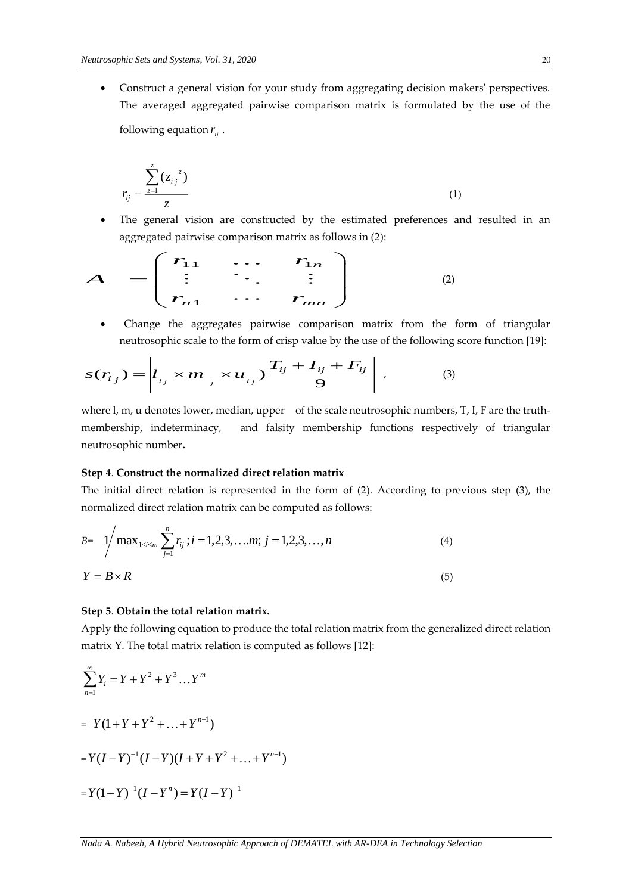- Construct a general vision for your study from aggregating decision makers' perspectives. The averaged aggregated pairwise comparison matrix is formulated by the use of the following equation $r_{ij}$ .

$$r_{ij} = \frac{\sum_{z=1}^{z} (z_{i_j}{}^{z})}{z} \tag{1}$$

- The general vision are constructed by the estimated preferences and resulted in an aggregated pairwise comparison matrix as follows in (2):

$$A = \begin{pmatrix} r_{11} & \cdots & r_{1n} \\ \vdots & \ddots & \vdots \\ r_{n1} & \cdots & r_{mn} \end{pmatrix} \tag{2}$$

- Change the aggregates pairwise comparison matrix from the form of triangular neutrosophic scale to the form of crisp value by the use of the following score function [19]:

$$s(r_{i\,j}) = \left| l_{i\,j} \times m_{\;j} \times u_{i\,j} \right) \frac{T_{ij} + I_{ij} + F_{ij}}{9} \Bigg| \,, \tag{3}$$

where l, m, u denotes lower, median, upper of the scale neutrosophic numbers, T, I, F are the truth-membership, indeterminacy, and falsity membership functions respectively of triangular neutrosophic number**.**

**Step 4**. **Construct the normalized direct relation matrix**

The initial direct relation is represented in the form of (2). According to previous step (3), the normalized direct relation matrix can be computed as follows:

$$B= \; 1 \Big/ \max_{1 \le i \le m} \sum_{j=1}^{n} r_{ij} \,; i = 1,2,3,\ldots.m; \; j = 1,2,3,\ldots,n \tag{4}$$

$$Y = B \times R \tag{5}$$

**Step 5**. **Obtain the total relation matrix.**

Apply the following equation to produce the total relation matrix from the generalized direct relation matrix Y. The total matrix relation is computed as follows [12]:

$$\sum_{n=1}^{\infty} Y_i = Y + Y^2 + Y^3 \ldots Y^m$$

$$= \; Y(1 + Y + Y^2 + \ldots + Y^{n-1})$$

$$= Y(I - Y)^{-1}(I - Y)(I + Y + Y^2 + \ldots + Y^{n-1})$$

$$= Y(1 - Y)^{-1}(I - Y^n) = Y(I - Y)^{-1}$$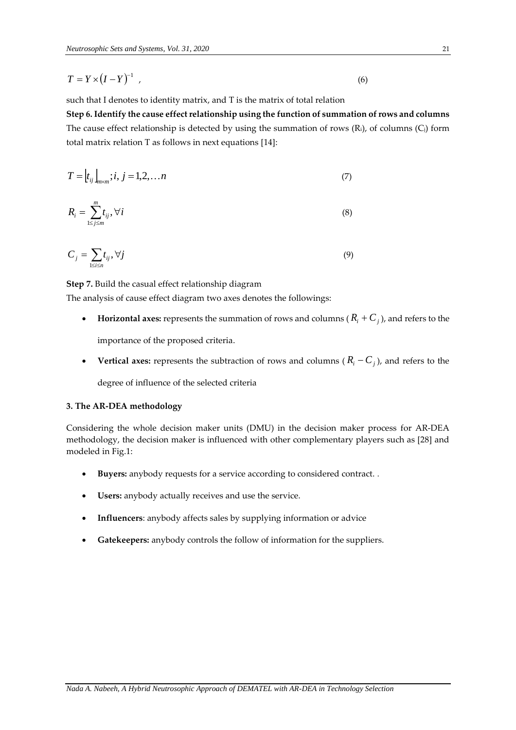$$T = Y \times (I - Y)^{-1} \ , \tag{6}$$

such that I denotes to identity matrix, and T is the matrix of total relation

**Step 6. Identify the cause effect relationship using the function of summation of rows and columns**

The cause effect relationship is detected by using the summation of rows ($R_i$), of columns ($C_j$) form total matrix relation T as follows in next equations [14]:

$$T = \lfloor t_{ij} \rfloor_{m \times m}; i, j = 1, 2, \ldots n \tag{7}$$

$$R_i = \sum_{1 \le j \le m}^{m} t_{ij}, \forall i \tag{8}$$

$$C_j = \sum_{1 \le i \le n} t_{ij}, \forall j \tag{9}$$

**Step 7.** Build the casual effect relationship diagram

The analysis of cause effect diagram two axes denotes the followings:

- **Horizontal axes:** represents the summation of rows and columns ($R_i + C_j$), and refers to the importance of the proposed criteria.
- **Vertical axes:** represents the subtraction of rows and columns ($R_i - C_j$), and refers to the degree of influence of the selected criteria

### 3. The AR-DEA methodology

Considering the whole decision maker units (DMU) in the decision maker process for AR-DEA methodology, the decision maker is influenced with other complementary players such as [28] and modeled in Fig.1:

- **Buyers:** anybody requests for a service according to considered contract. .
- **Users:** anybody actually receives and use the service.
- **Influencers**: anybody affects sales by supplying information or advice
- **Gatekeepers:** anybody controls the follow of information for the suppliers.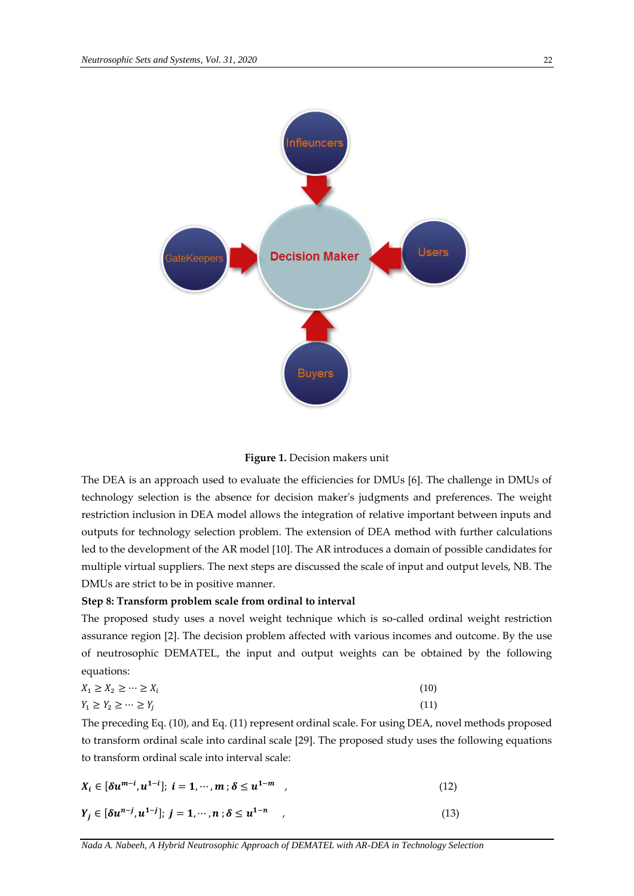**Figure 1.** Decision makers unit

The DEA is an approach used to evaluate the efficiencies for DMUs [6]. The challenge in DMUs of technology selection is the absence for decision maker's judgments and preferences. The weight restriction inclusion in DEA model allows the integration of relative important between inputs and outputs for technology selection problem. The extension of DEA method with further calculations led to the development of the AR model [10]. The AR introduces a domain of possible candidates for multiple virtual suppliers. The next steps are discussed the scale of input and output levels, NB. The DMUs are strict to be in positive manner.

**Step 8: Transform problem scale from ordinal to interval**

The proposed study uses a novel weight technique which is so-called ordinal weight restriction assurance region [2]. The decision problem affected with various incomes and outcome. By the use of neutrosophic DEMATEL, the input and output weights can be obtained by the following equations:

$$X_1 \geq X_2 \geq \cdots \geq X_i \tag{10}$$

$$Y_1 \geq Y_2 \geq \cdots \geq Y_j \tag{11}$$

The preceding Eq. (10), and Eq. (11) represent ordinal scale. For using DEA, novel methods proposed to transform ordinal scale into cardinal scale [29]. The proposed study uses the following equations to transform ordinal scale into interval scale:

$$\boldsymbol{X_i \in [\delta u^{m-i}, u^{1-i}];\ i = 1, \cdots, m\,;\ \delta \leq u^{1-m}} \quad , \tag{12}$$

$$\boldsymbol{Y_j \in [\delta u^{n-j}, u^{1-j}];\ j = 1, \cdots, n\,;\ \delta \leq u^{1-n}} \quad , \tag{13}$$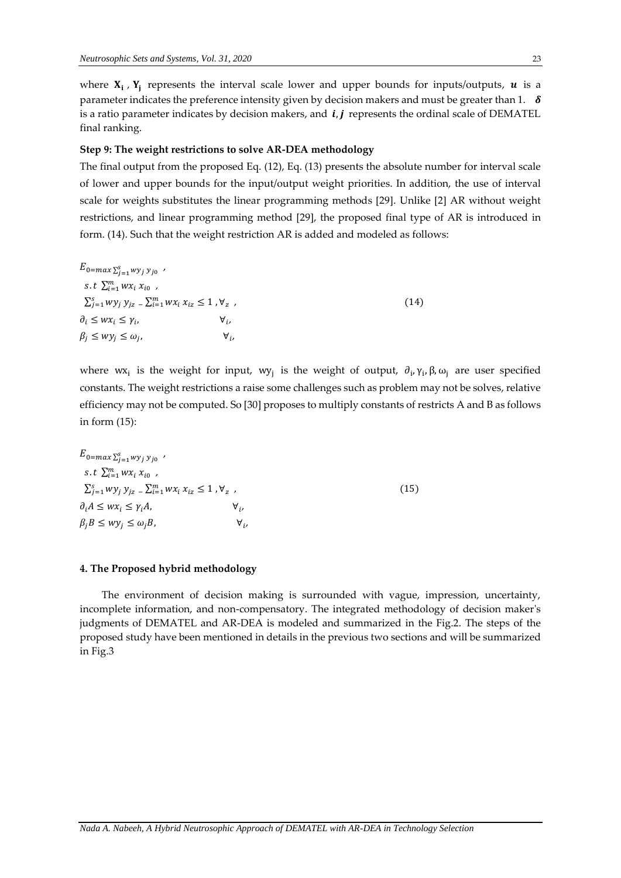where $\mathbf{X_i}$ , $\mathbf{Y_j}$ represents the interval scale lower and upper bounds for inputs/outputs, $\boldsymbol{u}$ is a parameter indicates the preference intensity given by decision makers and must be greater than 1. $\boldsymbol{\delta}$ is a ratio parameter indicates by decision makers, and $\boldsymbol{i}, \boldsymbol{j}$ represents the ordinal scale of DEMATEL final ranking.

**Step 9: The weight restrictions to solve AR-DEA methodology**

The final output from the proposed Eq. (12), Eq. (13) presents the absolute number for interval scale of lower and upper bounds for the input/output weight priorities. In addition, the use of interval scale for weights substitutes the linear programming methods [29]. Unlike [2] AR without weight restrictions, and linear programming method [29], the proposed final type of AR is introduced in form. (14). Such that the weight restriction AR is added and modeled as follows:

$$
\begin{aligned}
& E_{0=max} \sum_{j=1}^{s} wy_j \, y_{j0} \ , \\
& s.t \ \sum_{i=1}^{m} wx_i \, x_{i0} \ , \\
& \sum_{j=1}^{s} wy_j \, y_{jz} - \sum_{i=1}^{m} wx_i \, x_{iz} \leq 1 \ , \forall_z \ , \\
& \partial_i \leq wx_i \leq \gamma_i, \qquad \forall_i, \\
& \beta_j \leq wy_j \leq \omega_j, \qquad \forall_i,
\end{aligned} \tag{14}
$$

where $wx_i$ is the weight for input, $wy_j$ is the weight of output, $\partial_i, \gamma_i, \beta, \omega_j$ are user specified constants. The weight restrictions a raise some challenges such as problem may not be solves, relative efficiency may not be computed. So [30] proposes to multiply constants of restricts A and B as follows in form (15):

$$
\begin{aligned}
& E_{0=max} \sum_{j=1}^{s} wy_j \, y_{j0} \ , \\
& s.t \ \sum_{i=1}^{m} wx_i \, x_{i0} \ , \\
& \sum_{j=1}^{s} wy_j \, y_{jz} - \sum_{i=1}^{m} wx_i \, x_{iz} \leq 1 \ , \forall_z \ , \\
& \partial_i A \leq wx_i \leq \gamma_i A, \qquad \forall_i, \\
& \beta_j B \leq wy_j \leq \omega_j B, \qquad \forall_i,
\end{aligned} \tag{15}
$$

### 4. The Proposed hybrid methodology

The environment of decision making is surrounded with vague, impression, uncertainty, incomplete information, and non-compensatory. The integrated methodology of decision maker's judgments of DEMATEL and AR-DEA is modeled and summarized in the Fig.2. The steps of the proposed study have been mentioned in details in the previous two sections and will be summarized in Fig.3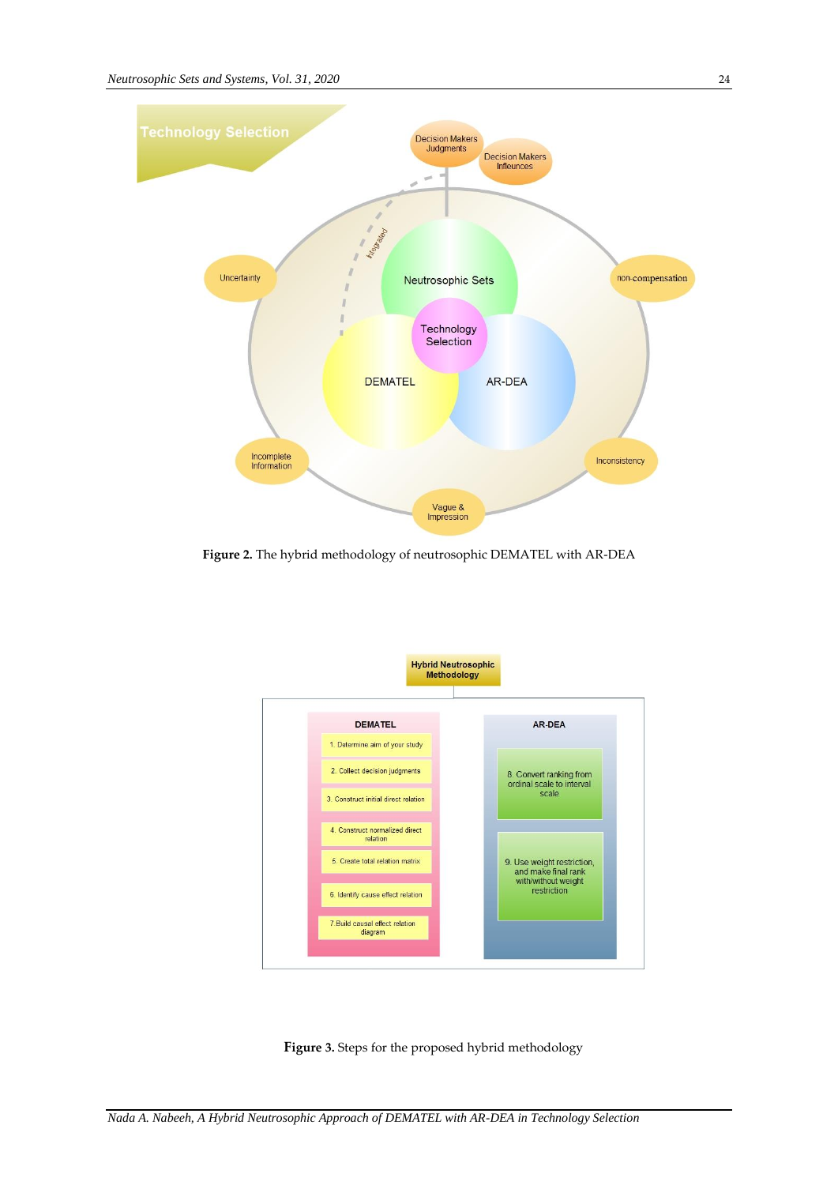Figure 2. The hybrid methodology of neutrosophic DEMATEL with AR-DEA

Figure 3. Steps for the proposed hybrid methodology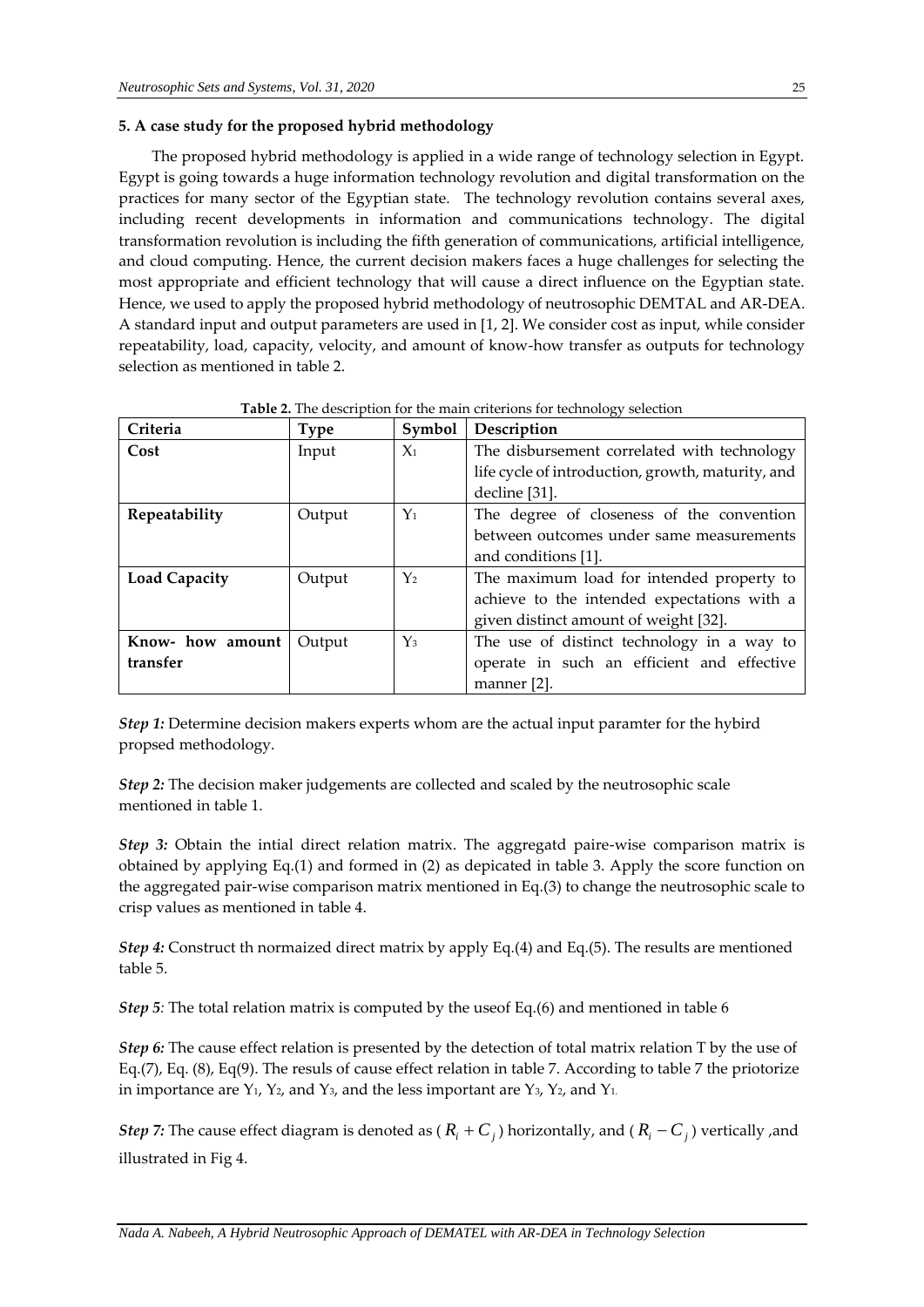**5. A case study for the proposed hybrid methodology**

The proposed hybrid methodology is applied in a wide range of technology selection in Egypt. Egypt is going towards a huge information technology revolution and digital transformation on the practices for many sector of the Egyptian state. The technology revolution contains several axes, including recent developments in information and communications technology. The digital transformation revolution is including the fifth generation of communications, artificial intelligence, and cloud computing. Hence, the current decision makers faces a huge challenges for selecting the most appropriate and efficient technology that will cause a direct influence on the Egyptian state. Hence, we used to apply the proposed hybrid methodology of neutrosophic DEMTAL and AR-DEA. A standard input and output parameters are used in [1, 2]. We consider cost as input, while consider repeatability, load, capacity, velocity, and amount of know-how transfer as outputs for technology selection as mentioned in table 2.

**Table 2.** The description for the main criterions for technology selection

| Criteria | Type | Symbol | Description |
|---|---|---|---|
| **Cost** | Input | $X_1$ | The disbursement correlated with technology life cycle of introduction, growth, maturity, and decline [31]. |
| **Repeatability** | Output | $Y_1$ | The degree of closeness of the convention between outcomes under same measurements and conditions [1]. |
| **Load Capacity** | Output | $Y_2$ | The maximum load for intended property to achieve to the intended expectations with a given distinct amount of weight [32]. |
| **Know- how amount transfer** | Output | $Y_3$ | The use of distinct technology in a way to operate in such an efficient and effective manner [2]. |

***Step 1:*** Determine decision makers experts whom are the actual input paramter for the hybird propsed methodology.

***Step 2:*** The decision maker judgements are collected and scaled by the neutrosophic scale mentioned in table 1.

***Step 3:*** Obtain the intial direct relation matrix. The aggregatd paire-wise comparison matrix is obtained by applying Eq.(1) and formed in (2) as depicated in table 3. Apply the score function on the aggregated pair-wise comparison matrix mentioned in Eq.(3) to change the neutrosophic scale to crisp values as mentioned in table 4.

***Step 4:*** Construct th normaized direct matrix by apply Eq.(4) and Eq.(5). The results are mentioned table 5.

***Step 5:*** The total relation matrix is computed by the useof Eq.(6) and mentioned in table 6

***Step 6:*** The cause effect relation is presented by the detection of total matrix relation T by the use of Eq.(7), Eq. (8), Eq(9). The resuls of cause effect relation in table 7. According to table 7 the priotorize in importance are $Y_1$, $Y_2$, and $Y_3$, and the less important are $Y_3$, $Y_2$, and $Y_1$.

***Step 7:*** The cause effect diagram is denoted as ( $R_i + C_j$ ) horizontally, and ( $R_i - C_j$ ) vertically ,and illustrated in Fig 4.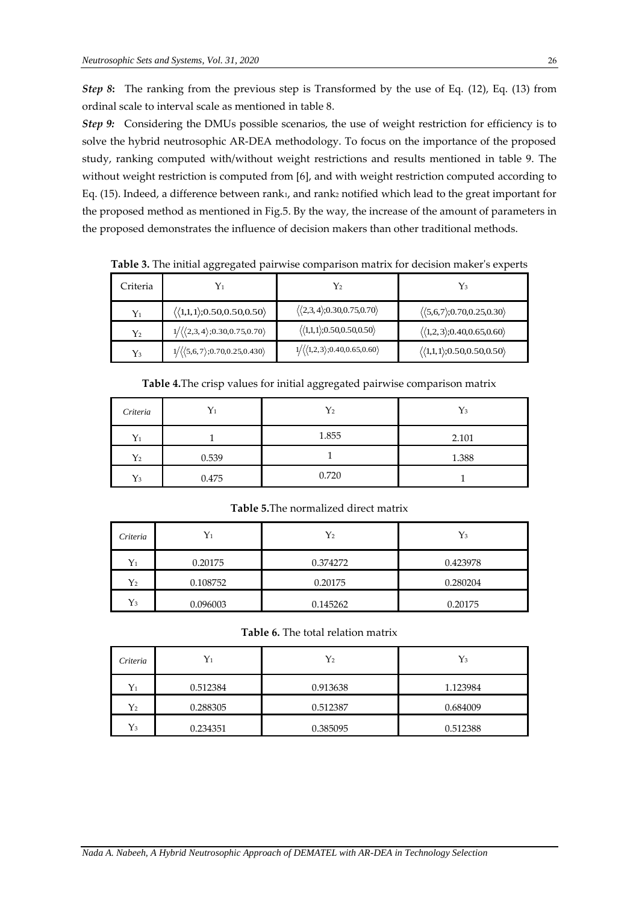***Step 8*:** The ranking from the previous step is Transformed by the use of Eq. (12), Eq. (13) from ordinal scale to interval scale as mentioned in table 8.

***Step 9:*** Considering the DMUs possible scenarios, the use of weight restriction for efficiency is to solve the hybrid neutrosophic AR-DEA methodology. To focus on the importance of the proposed study, ranking computed with/without weight restrictions and results mentioned in table 9. The without weight restriction is computed from [6], and with weight restriction computed according to Eq. (15). Indeed, a difference between $rank_1$, and $rank_2$ notified which lead to the great important for the proposed method as mentioned in Fig.5. By the way, the increase of the amount of parameters in the proposed demonstrates the influence of decision makers than other traditional methods.

**Table 3.** The initial aggregated pairwise comparison matrix for decision maker's experts

| Criteria | $Y_1$ | $Y_2$ | $Y_3$ |
|---|---|---|---|
| $Y_1$ | $\langle\langle 1,1,1\rangle;0.50,0.50,0.50\rangle$ | $\langle\langle 2,3,4\rangle;0.30,0.75,0.70\rangle$ | $\langle\langle 5,6,7\rangle;0.70,0.25,0.30\rangle$ |
| $Y_2$ | $1/\langle\langle 2,3,4\rangle;0.30,0.75,0.70\rangle$ | $\langle\langle 1,1,1\rangle;0.50,0.50,0.50\rangle$ | $\langle\langle 1,2,3\rangle;0.40,0.65,0.60\rangle$ |
| $Y_3$ | $1/\langle\langle 5,6,7\rangle;0.70,0.25,0.430\rangle$ | $1/\langle\langle 1,2,3\rangle;0.40,0.65,0.60\rangle$ | $\langle\langle 1,1,1\rangle;0.50,0.50,0.50\rangle$ |

**Table 4.**The crisp values for initial aggregated pairwise comparison matrix

| *Criteria* | $Y_1$ | $Y_2$ | $Y_3$ |
|---|---|---|---|
| $Y_1$ | 1 | 1.855 | 2.101 |
| $Y_2$ | 0.539 | 1 | 1.388 |
| $Y_3$ | 0.475 | 0.720 | 1 |

**Table 5.**The normalized direct matrix

| *Criteria* | $Y_1$ | $Y_2$ | $Y_3$ |
|---|---|---|---|
| $Y_1$ | 0.20175 | 0.374272 | 0.423978 |
| $Y_2$ | 0.108752 | 0.20175 | 0.280204 |
| $Y_3$ | 0.096003 | 0.145262 | 0.20175 |

**Table 6.** The total relation matrix

| *Criteria* | $Y_1$ | $Y_2$ | $Y_3$ |
|---|---|---|---|
| $Y_1$ | 0.512384 | 0.913638 | 1.123984 |
| $Y_2$ | 0.288305 | 0.512387 | 0.684009 |
| $Y_3$ | 0.234351 | 0.385095 | 0.512388 |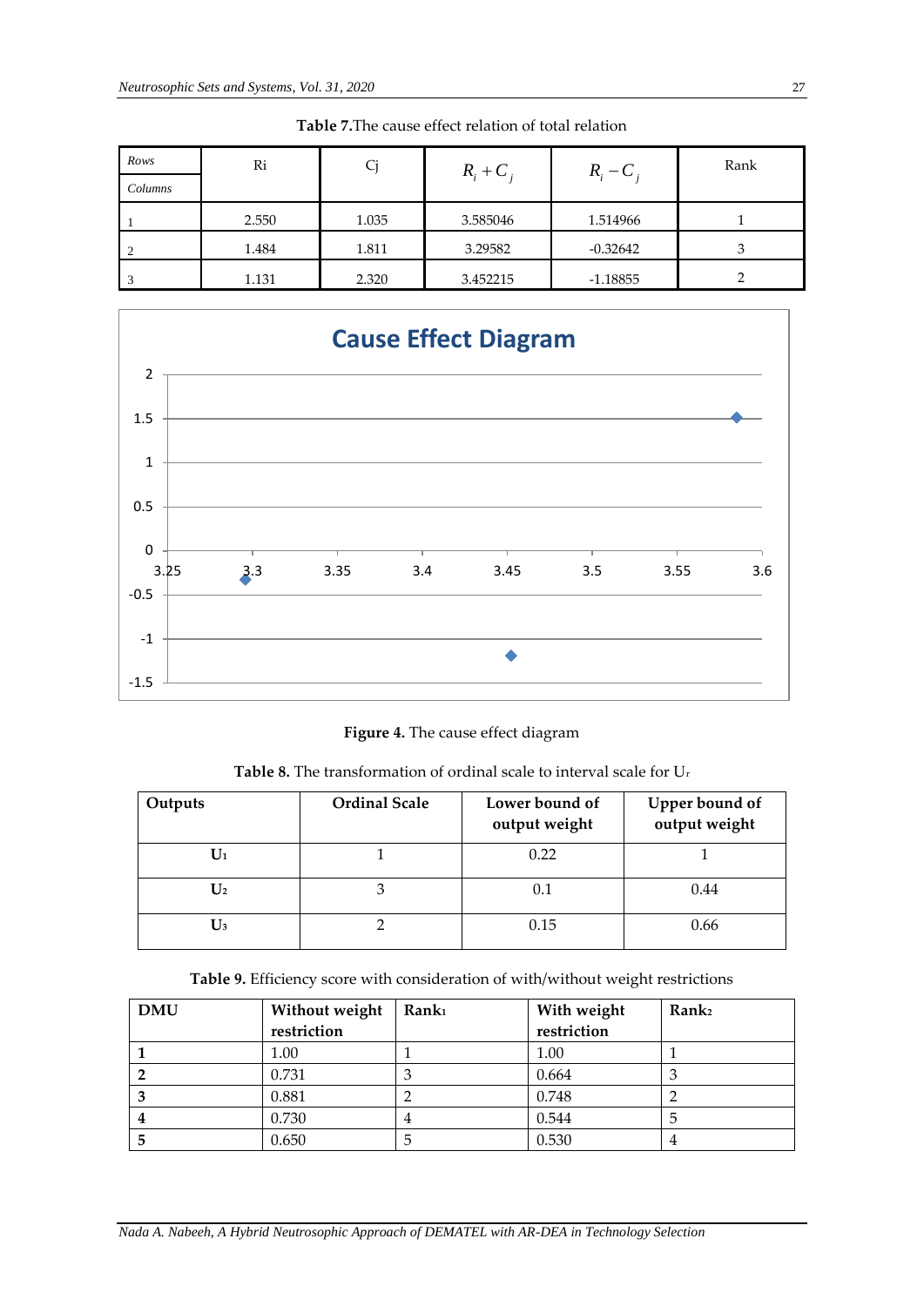**Table 7.** The cause effect relation of total relation

| Rows / Columns | Ri | Cj | $R_i + C_j$ | $R_i - C_j$ | Rank |
|---|---|---|---|---|---|
| 1 | 2.550 | 1.035 | 3.585046 | 1.514966 | 1 |
| 2 | 1.484 | 1.811 | 3.29582 | -0.32642 | 3 |
| 3 | 1.131 | 2.320 | 3.452215 | -1.18855 | 2 |

**Figure 4.** The cause effect diagram

**Table 8.** The transformation of ordinal scale to interval scale for $U_r$

| Outputs | Ordinal Scale | Lower bound of output weight | Upper bound of output weight |
|---|---|---|---|
| $U_1$ | 1 | 0.22 | 1 |
| $U_2$ | 3 | 0.1 | 0.44 |
| $U_3$ | 2 | 0.15 | 0.66 |

**Table 9.** Efficiency score with consideration of with/without weight restrictions

| DMU | Without weight restriction | $Rank_1$ | With weight restriction | $Rank_2$ |
|---|---|---|---|---|
| **1** | 1.00 | 1 | 1.00 | 1 |
| **2** | 0.731 | 3 | 0.664 | 3 |
| **3** | 0.881 | 2 | 0.748 | 2 |
| **4** | 0.730 | 4 | 0.544 | 5 |
| **5** | 0.650 | 5 | 0.530 | 4 |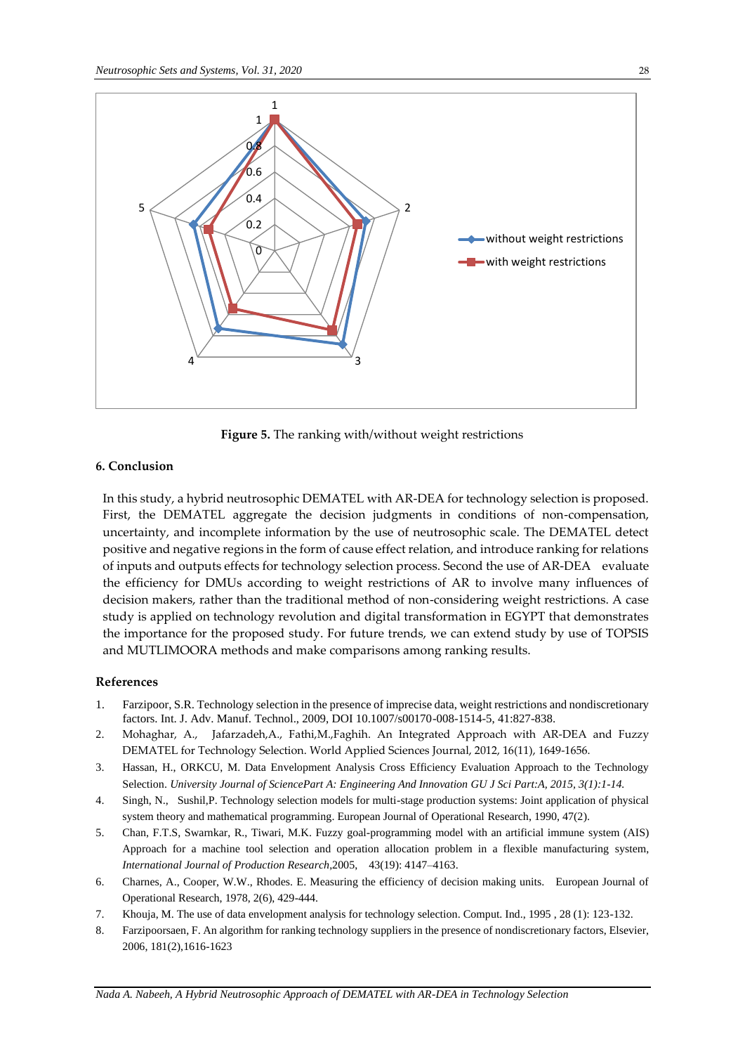**Figure 5.** The ranking with/without weight restrictions

## 6. Conclusion

In this study, a hybrid neutrosophic DEMATEL with AR-DEA for technology selection is proposed. First, the DEMATEL aggregate the decision judgments in conditions of non-compensation, uncertainty, and incomplete information by the use of neutrosophic scale. The DEMATEL detect positive and negative regions in the form of cause effect relation, and introduce ranking for relations of inputs and outputs effects for technology selection process. Second the use of AR-DEA evaluate the efficiency for DMUs according to weight restrictions of AR to involve many influences of decision makers, rather than the traditional method of non-considering weight restrictions. A case study is applied on technology revolution and digital transformation in EGYPT that demonstrates the importance for the proposed study. For future trends, we can extend study by use of TOPSIS and MUTLIMOORA methods and make comparisons among ranking results.

## References

1. Farzipoor, S.R. Technology selection in the presence of imprecise data, weight restrictions and nondiscretionary factors. Int. J. Adv. Manuf. Technol., 2009, DOI 10.1007/s00170-008-1514-5, 41:827-838.
2. Mohaghar, A., Jafarzadeh,A., Fathi,M.,Faghih. An Integrated Approach with AR-DEA and Fuzzy DEMATEL for Technology Selection. World Applied Sciences Journal, 2012, 16(11), 1649-1656.
3. Hassan, H., ORKCU, M. Data Envelopment Analysis Cross Efficiency Evaluation Approach to the Technology Selection. *University Journal of SciencePart A: Engineering And Innovation GU J Sci Part:A, 2015, 3(1):1-14.*
4. Singh, N., Sushil,P. Technology selection models for multi-stage production systems: Joint application of physical system theory and mathematical programming. European Journal of Operational Research, 1990, 47(2).
5. Chan, F.T.S, Swarnkar, R., Tiwari, M.K. Fuzzy goal-programming model with an artificial immune system (AIS) Approach for a machine tool selection and operation allocation problem in a flexible manufacturing system, *International Journal of Production Research*,2005, 43(19): 4147–4163.
6. Charnes, A., Cooper, W.W., Rhodes. E. Measuring the efficiency of decision making units. European Journal of Operational Research, 1978, 2(6), 429-444.
7. Khouja, M. The use of data envelopment analysis for technology selection. Comput. Ind., 1995 , 28 (1): 123-132.
8. Farzipoorsaen, F. An algorithm for ranking technology suppliers in the presence of nondiscretionary factors, Elsevier, 2006, 181(2),1616-1623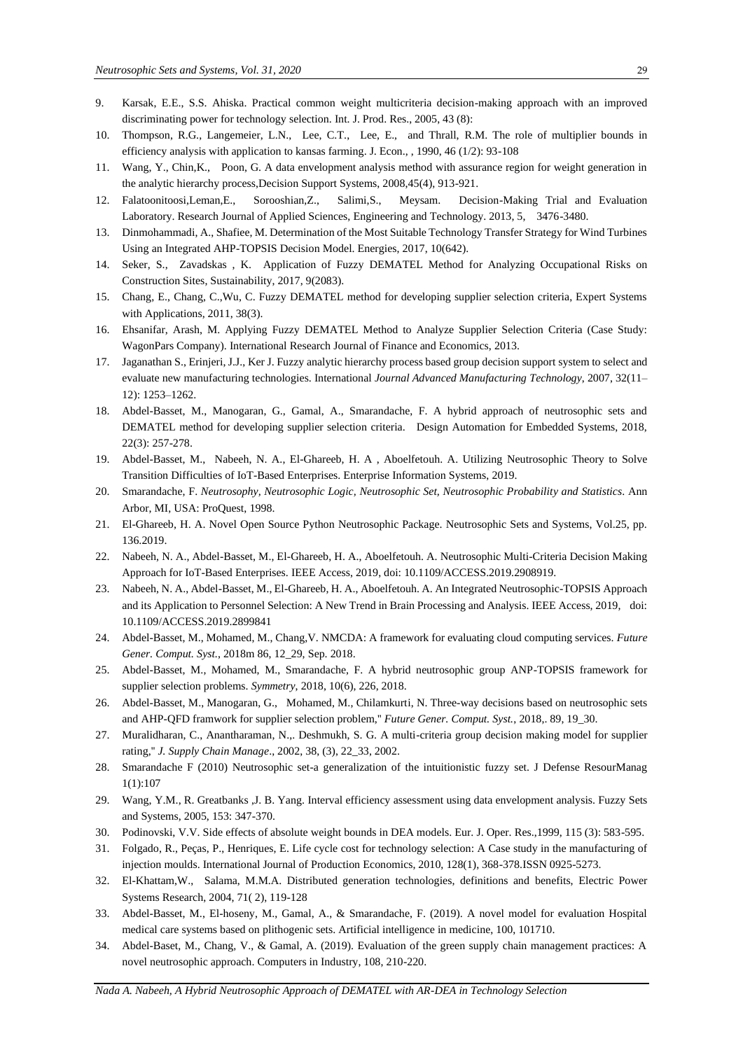9. Karsak, E.E., S.S. Ahiska. Practical common weight multicriteria decision-making approach with an improved discriminating power for technology selection. Int. J. Prod. Res., 2005, 43 (8):
10. Thompson, R.G., Langemeier, L.N., Lee, C.T., Lee, E., and Thrall, R.M. The role of multiplier bounds in efficiency analysis with application to kansas farming. J. Econ., , 1990, 46 (1/2): 93-108
11. Wang, Y., Chin,K., Poon, G. A data envelopment analysis method with assurance region for weight generation in the analytic hierarchy process,Decision Support Systems, 2008,45(4), 913-921.
12. Falatoonitoosi,Leman,E., Sorooshian,Z., Salimi,S., Meysam. Decision-Making Trial and Evaluation Laboratory. Research Journal of Applied Sciences, Engineering and Technology. 2013, 5, 3476-3480.
13. Dinmohammadi, A., Shafiee, M. Determination of the Most Suitable Technology Transfer Strategy for Wind Turbines Using an Integrated AHP-TOPSIS Decision Model. Energies, 2017, 10(642).
14. Seker, S., Zavadskas , K. Application of Fuzzy DEMATEL Method for Analyzing Occupational Risks on Construction Sites, Sustainability, 2017, 9(2083).
15. Chang, E., Chang, C.,Wu, C. Fuzzy DEMATEL method for developing supplier selection criteria, Expert Systems with Applications, 2011, 38(3).
16. Ehsanifar, Arash, M. Applying Fuzzy DEMATEL Method to Analyze Supplier Selection Criteria (Case Study: WagonPars Company). International Research Journal of Finance and Economics, 2013.
17. Jaganathan S., Erinjeri, J.J., Ker J. Fuzzy analytic hierarchy process based group decision support system to select and evaluate new manufacturing technologies. International *Journal Advanced Manufacturing Technology*, 2007, 32(11–12): 1253–1262.
18. Abdel-Basset, M., Manogaran, G., Gamal, A., Smarandache, F. A hybrid approach of neutrosophic sets and DEMATEL method for developing supplier selection criteria. Design Automation for Embedded Systems, 2018, 22(3): 257-278.
19. Abdel-Basset, M., Nabeeh, N. A., El-Ghareeb, H. A , Aboelfetouh. A. Utilizing Neutrosophic Theory to Solve Transition Difficulties of IoT-Based Enterprises. Enterprise Information Systems, 2019.
20. Smarandache, F. *Neutrosophy, Neutrosophic Logic, Neutrosophic Set, Neutrosophic Probability and Statistics*. Ann Arbor, MI, USA: ProQuest, 1998.
21. El-Ghareeb, H. A. Novel Open Source Python Neutrosophic Package. Neutrosophic Sets and Systems, Vol.25, pp. 136.2019.
22. Nabeeh, N. A., Abdel-Basset, M., El-Ghareeb, H. A., Aboelfetouh. A. Neutrosophic Multi-Criteria Decision Making Approach for IoT-Based Enterprises. IEEE Access, 2019, doi: 10.1109/ACCESS.2019.2908919.
23. Nabeeh, N. A., Abdel-Basset, M., El-Ghareeb, H. A., Aboelfetouh. A. An Integrated Neutrosophic-TOPSIS Approach and its Application to Personnel Selection: A New Trend in Brain Processing and Analysis. IEEE Access, 2019, doi: 10.1109/ACCESS.2019.2899841
24. Abdel-Basset, M., Mohamed, M., Chang,V. NMCDA: A framework for evaluating cloud computing services. *Future Gener. Comput. Syst.*, 2018m 86, 12_29, Sep. 2018.
25. Abdel-Basset, M., Mohamed, M., Smarandache, F. A hybrid neutrosophic group ANP-TOPSIS framework for supplier selection problems. *Symmetry*, 2018, 10(6), 226, 2018.
26. Abdel-Basset, M., Manogaran, G., Mohamed, M., Chilamkurti, N. Three-way decisions based on neutrosophic sets and AHP-QFD framwork for supplier selection problem," *Future Gener. Comput. Syst.*, 2018,. 89, 19_30.
27. Muralidharan, C., Anantharaman, N.,. Deshmukh, S. G. A multi-criteria group decision making model for supplier rating," *J. Supply Chain Manage*., 2002, 38, (3), 22_33, 2002.
28. Smarandache F (2010) Neutrosophic set-a generalization of the intuitionistic fuzzy set. J Defense ResourManag 1(1):107
29. Wang, Y.M., R. Greatbanks ,J. B. Yang. Interval efficiency assessment using data envelopment analysis. Fuzzy Sets and Systems, 2005, 153: 347-370.
30. Podinovski, V.V. Side effects of absolute weight bounds in DEA models. Eur. J. Oper. Res.,1999, 115 (3): 583-595.
31. Folgado, R., Peças, P., Henriques, E. Life cycle cost for technology selection: A Case study in the manufacturing of injection moulds. International Journal of Production Economics, 2010, 128(1), 368-378.ISSN 0925-5273.
32. El-Khattam,W., Salama, M.M.A. Distributed generation technologies, definitions and benefits, Electric Power Systems Research, 2004, 71( 2), 119-128
33. Abdel-Basset, M., El-hoseny, M., Gamal, A., & Smarandache, F. (2019). A novel model for evaluation Hospital medical care systems based on plithogenic sets. Artificial intelligence in medicine, 100, 101710.
34. Abdel-Baset, M., Chang, V., & Gamal, A. (2019). Evaluation of the green supply chain management practices: A novel neutrosophic approach. Computers in Industry, 108, 210-220.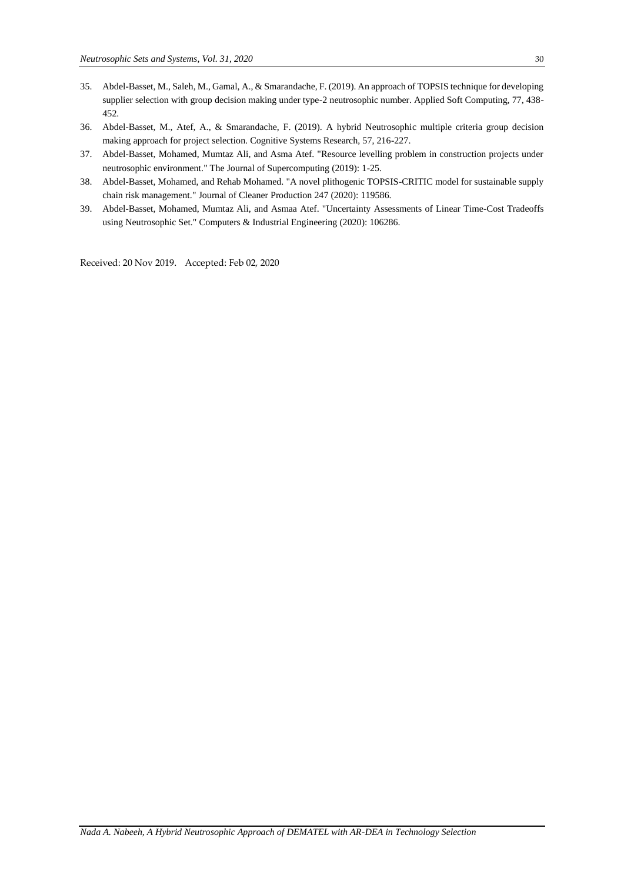35. Abdel-Basset, M., Saleh, M., Gamal, A., & Smarandache, F. (2019). An approach of TOPSIS technique for developing supplier selection with group decision making under type-2 neutrosophic number. Applied Soft Computing, 77, 438-452.
36. Abdel-Basset, M., Atef, A., & Smarandache, F. (2019). A hybrid Neutrosophic multiple criteria group decision making approach for project selection. Cognitive Systems Research, 57, 216-227.
37. Abdel-Basset, Mohamed, Mumtaz Ali, and Asma Atef. "Resource levelling problem in construction projects under neutrosophic environment." The Journal of Supercomputing (2019): 1-25.
38. Abdel-Basset, Mohamed, and Rehab Mohamed. "A novel plithogenic TOPSIS-CRITIC model for sustainable supply chain risk management." Journal of Cleaner Production 247 (2020): 119586.
39. Abdel-Basset, Mohamed, Mumtaz Ali, and Asmaa Atef. "Uncertainty Assessments of Linear Time-Cost Tradeoffs using Neutrosophic Set." Computers & Industrial Engineering (2020): 106286.

Received: 20 Nov 2019. Accepted: Feb 02, 2020